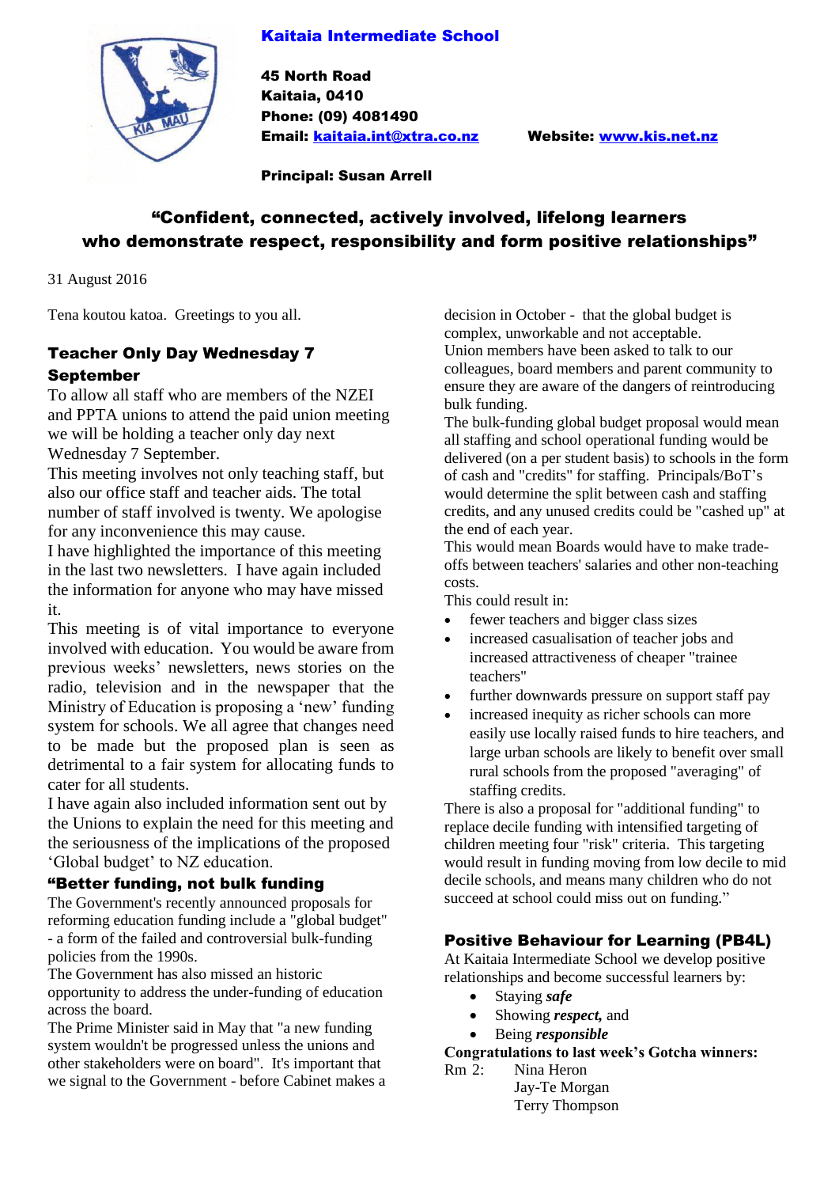## Kaitaia Intermediate School

**45 North Road**
**Kaitaia, 0410**
**Phone: (09) 4081490**
**Email: kaitaia.int@xtra.co.nz** **Website: www.kis.net.nz**

**Principal: Susan Arrell**

### "Confident, connected, actively involved, lifelong learners who demonstrate respect, responsibility and form positive relationships"

31 August 2016

Tena koutou katoa. Greetings to you all.

### Teacher Only Day Wednesday 7 September

To allow all staff who are members of the NZEI and PPTA unions to attend the paid union meeting we will be holding a teacher only day next Wednesday 7 September.

This meeting involves not only teaching staff, but also our office staff and teacher aids. The total number of staff involved is twenty. We apologise for any inconvenience this may cause.

I have highlighted the importance of this meeting in the last two newsletters. I have again included the information for anyone who may have missed it.

This meeting is of vital importance to everyone involved with education. You would be aware from previous weeks' newsletters, news stories on the radio, television and in the newspaper that the Ministry of Education is proposing a 'new' funding system for schools. We all agree that changes need to be made but the proposed plan is seen as detrimental to a fair system for allocating funds to cater for all students.

I have again also included information sent out by the Unions to explain the need for this meeting and the seriousness of the implications of the proposed 'Global budget' to NZ education.

### "Better funding, not bulk funding

The Government's recently announced proposals for reforming education funding include a "global budget" - a form of the failed and controversial bulk-funding policies from the 1990s.

The Government has also missed an historic opportunity to address the under-funding of education across the board.

The Prime Minister said in May that "a new funding system wouldn't be progressed unless the unions and other stakeholders were on board". It's important that we signal to the Government - before Cabinet makes a decision in October - that the global budget is complex, unworkable and not acceptable.

Union members have been asked to talk to our colleagues, board members and parent community to ensure they are aware of the dangers of reintroducing bulk funding.

The bulk-funding global budget proposal would mean all staffing and school operational funding would be delivered (on a per student basis) to schools in the form of cash and "credits" for staffing. Principals/BoT's would determine the split between cash and staffing credits, and any unused credits could be "cashed up" at the end of each year.

This would mean Boards would have to make trade-offs between teachers' salaries and other non-teaching costs.

This could result in:

- fewer teachers and bigger class sizes
- increased casualisation of teacher jobs and increased attractiveness of cheaper "trainee teachers"
- further downwards pressure on support staff pay
- increased inequity as richer schools can more easily use locally raised funds to hire teachers, and large urban schools are likely to benefit over small rural schools from the proposed "averaging" of staffing credits.

There is also a proposal for "additional funding" to replace decile funding with intensified targeting of children meeting four "risk" criteria. This targeting would result in funding moving from low decile to mid decile schools, and means many children who do not succeed at school could miss out on funding."

### Positive Behaviour for Learning (PB4L)

At Kaitaia Intermediate School we develop positive relationships and become successful learners by:

- Staying ***safe***
- Showing ***respect,*** and
- Being ***responsible***

**Congratulations to last week's Gotcha winners:**

Rm 2: Nina Heron
Jay-Te Morgan
Terry Thompson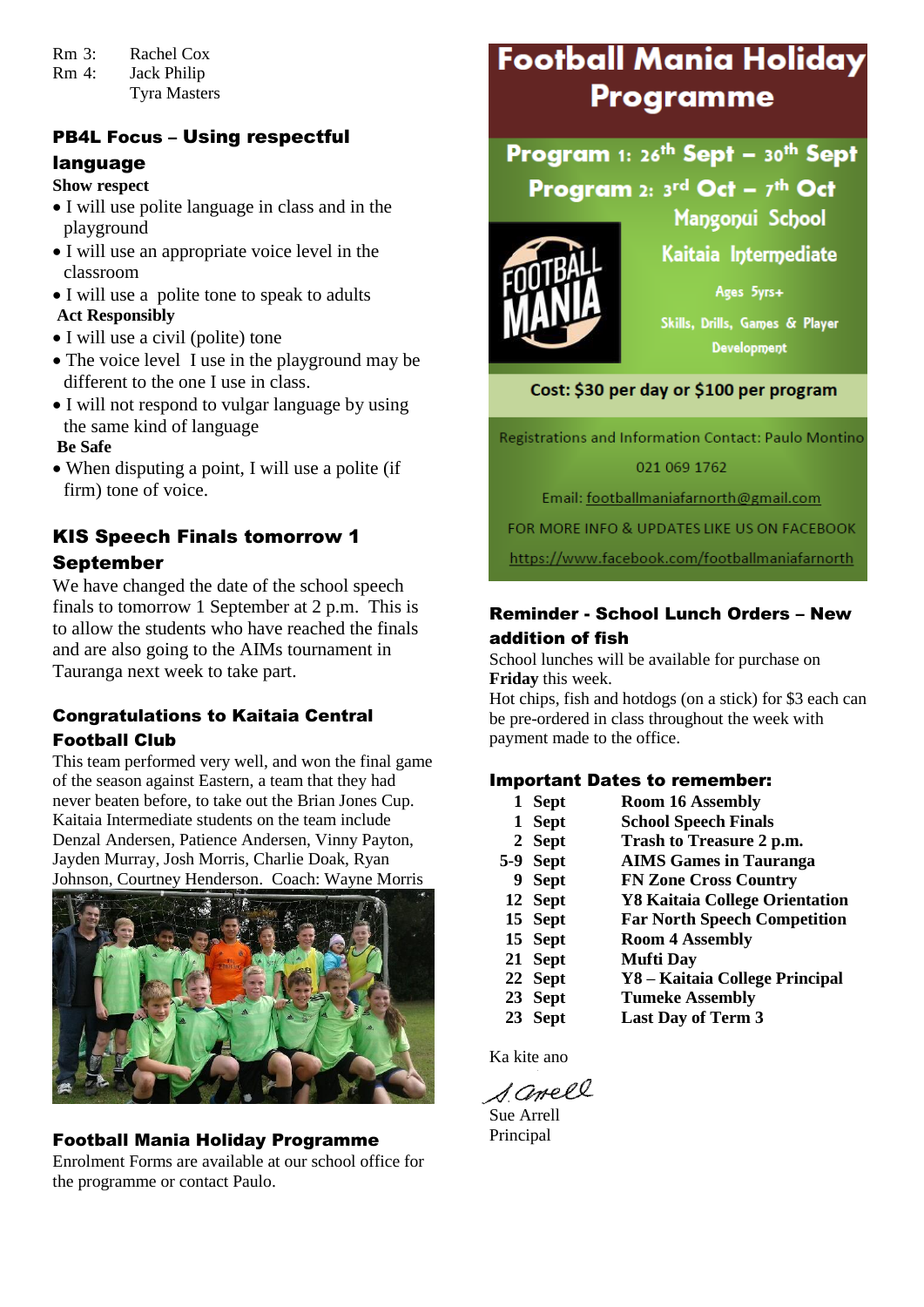Rm 3: Rachel Cox
Rm 4: Jack Philip
Tyra Masters

## PB4L Focus – Using respectful language

**Show respect**

- I will use polite language in class and in the playground
- I will use an appropriate voice level in the classroom
- I will use a polite tone to speak to adults

**Act Responsibly**

- I will use a civil (polite) tone
- The voice level I use in the playground may be different to the one I use in class.
- I will not respond to vulgar language by using the same kind of language

**Be Safe**

- When disputing a point, I will use a polite (if firm) tone of voice.

## KIS Speech Finals tomorrow 1 September

We have changed the date of the school speech finals to tomorrow 1 September at 2 p.m. This is to allow the students who have reached the finals and are also going to the AIMs tournament in Tauranga next week to take part.

## Congratulations to Kaitaia Central Football Club

This team performed very well, and won the final game of the season against Eastern, a team that they had never beaten before, to take out the Brian Jones Cup. Kaitaia Intermediate students on the team include Denzal Andersen, Patience Andersen, Vinny Payton, Jayden Murray, Josh Morris, Charlie Doak, Ryan Johnson, Courtney Henderson. Coach: Wayne Morris

## Football Mania Holiday Programme

Enrolment Forms are available at our school office for the programme or contact Paulo.

# Football Mania Holiday Programme

**Program 1: 26th Sept – 30th Sept**
**Program 2: 3rd Oct – 7th Oct**

Mangonui School
Kaitaia Intermediate

FOOTBALL MANIA

Ages 5yrs+

Skills, Drills, Games & Player Development

**Cost: $30 per day or $100 per program**

Registrations and Information Contact: Paulo Montino

021 069 1762

Email: footballmaniafarnorth@gmail.com

FOR MORE INFO & UPDATES LIKE US ON FACEBOOK

https://www.facebook.com/footballmaniafarnorth

## Reminder - School Lunch Orders – New addition of fish

School lunches will be available for purchase on **Friday** this week.
Hot chips, fish and hotdogs (on a stick) for $3 each can be pre-ordered in class throughout the week with payment made to the office.

## Important Dates to remember:

| | |
|---|---|
| **1 Sept** | **Room 16 Assembly** |
| **1 Sept** | **School Speech Finals** |
| **2 Sept** | **Trash to Treasure 2 p.m.** |
| **5-9 Sept** | **AIMS Games in Tauranga** |
| **9 Sept** | **FN Zone Cross Country** |
| **12 Sept** | **Y8 Kaitaia College Orientation** |
| **15 Sept** | **Far North Speech Competition** |
| **15 Sept** | **Room 4 Assembly** |
| **21 Sept** | **Mufti Day** |
| **22 Sept** | **Y8 – Kaitaia College Principal** |
| **23 Sept** | **Tumeke Assembly** |
| **23 Sept** | **Last Day of Term 3** |

Ka kite ano

S. Arell

Sue Arrell
Principal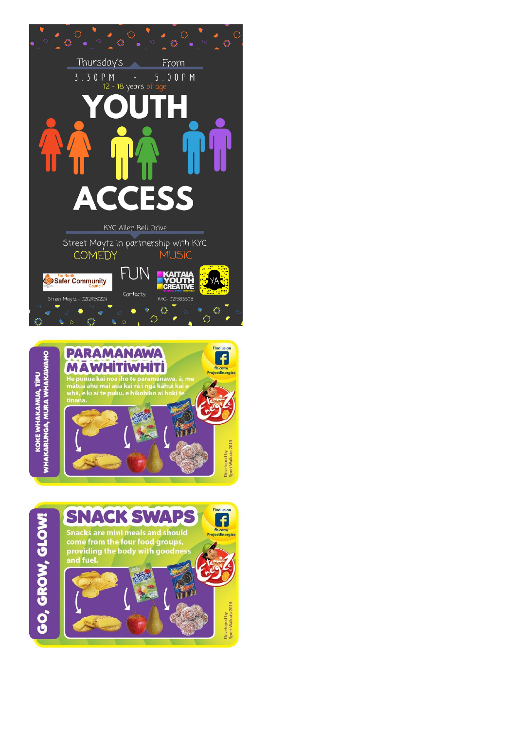Thursday's From

3.30PM - 5.00PM

12 - 18 years of age

# YOUTH ACCESS

KYC Allen Bell Drive

Street Maytz in partnership with KYC

COMEDY FUN MUSIC

Far North Safer Community Council

KAITAIA YOUTH CREATIVE

Contacts:

Street Maytz - 0212459224

KYC- 021583508

---

KOKE WHAKAMUA, TIPU WHAKARUNGA, MURA WHAKAWAHO

# PARAMANAWA MĀWHITIWHITI

He punua kai noa iho te paramanawa, ā, me mātua ahu mai aua kai rā i ngā kāhui kai e whā, e kī ai te puku, e hikohiko ai hoki te tinana.

Find us on fb.com/ProjectEnergize

Team Energize

Developed by Sport Waikato 2016

---

GO, GROW, GLOW!

# SNACK SWAPS

Snacks are mini meals and should come from the four food groups, providing the body with goodness and fuel.

Find us on fb.com/ProjectEnergize

Team Energize

Developed by Sport Waikato 2016